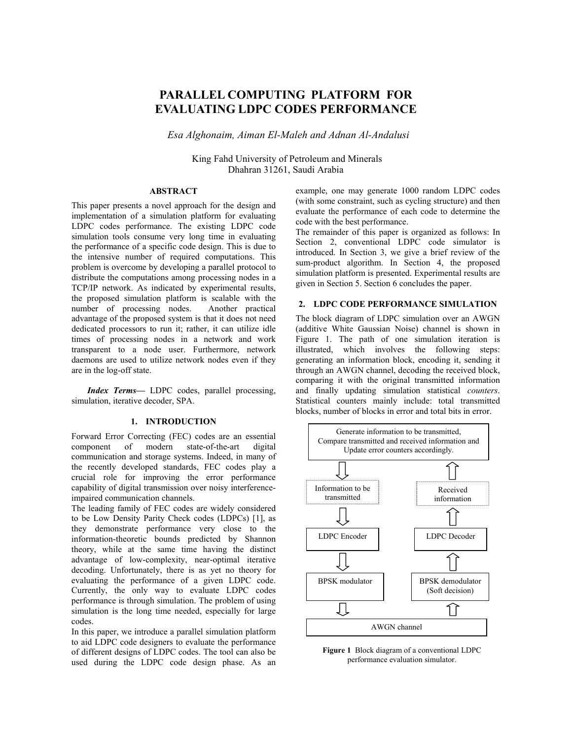# PARALLEL COMPUTING PLATFORM FOR EVALUATING LDPC CODES PERFORMANCE

*Esa Alghonaim, Aiman El-Maleh and Adnan Al-Andalusi*

King Fahd University of Petroleum and Minerals
Dhahran 31261, Saudi Arabia

### ABSTRACT

This paper presents a novel approach for the design and implementation of a simulation platform for evaluating LDPC codes performance. The existing LDPC code simulation tools consume very long time in evaluating the performance of a specific code design. This is due to the intensive number of required computations. This problem is overcome by developing a parallel protocol to distribute the computations among processing nodes in a TCP/IP network. As indicated by experimental results, the proposed simulation platform is scalable with the number of processing nodes. Another practical advantage of the proposed system is that it does not need dedicated processors to run it; rather, it can utilize idle times of processing nodes in a network and work transparent to a node user. Furthermore, network daemons are used to utilize network nodes even if they are in the log-off state.

***Index Terms*****—** LDPC codes, parallel processing, simulation, iterative decoder, SPA.

## 1. INTRODUCTION

Forward Error Correcting (FEC) codes are an essential component of modern state-of-the-art digital communication and storage systems. Indeed, in many of the recently developed standards, FEC codes play a crucial role for improving the error performance capability of digital transmission over noisy interference-impaired communication channels.

The leading family of FEC codes are widely considered to be Low Density Parity Check codes (LDPCs) [1], as they demonstrate performance very close to the information-theoretic bounds predicted by Shannon theory, while at the same time having the distinct advantage of low-complexity, near-optimal iterative decoding. Unfortunately, there is as yet no theory for evaluating the performance of a given LDPC code. Currently, the only way to evaluate LDPC codes performance is through simulation. The problem of using simulation is the long time needed, especially for large codes.

In this paper, we introduce a parallel simulation platform to aid LDPC code designers to evaluate the performance of different designs of LDPC codes. The tool can also be used during the LDPC code design phase. As an example, one may generate 1000 random LDPC codes (with some constraint, such as cycling structure) and then evaluate the performance of each code to determine the code with the best performance.

The remainder of this paper is organized as follows: In Section 2, conventional LDPC code simulator is introduced. In Section 3, we give a brief review of the sum-product algorithm. In Section 4, the proposed simulation platform is presented. Experimental results are given in Section 5. Section 6 concludes the paper.

## 2. LDPC CODE PERFORMANCE SIMULATION

The block diagram of LDPC simulation over an AWGN (additive White Gaussian Noise) channel is shown in Figure 1. The path of one simulation iteration is illustrated, which involves the following steps: generating an information block, encoding it, sending it through an AWGN channel, decoding the received block, comparing it with the original transmitted information and finally updating simulation statistical *counters*. Statistical counters mainly include: total transmitted blocks, number of blocks in error and total bits in error.

Generate information to be transmitted, Compare transmitted and received information and Update error counters accordingly.

Information to be transmitted

Received information

LDPC Encoder

LDPC Decoder

BPSK modulator

BPSK demodulator (Soft decision)

AWGN channel

**Figure 1** Block diagram of a conventional LDPC performance evaluation simulator.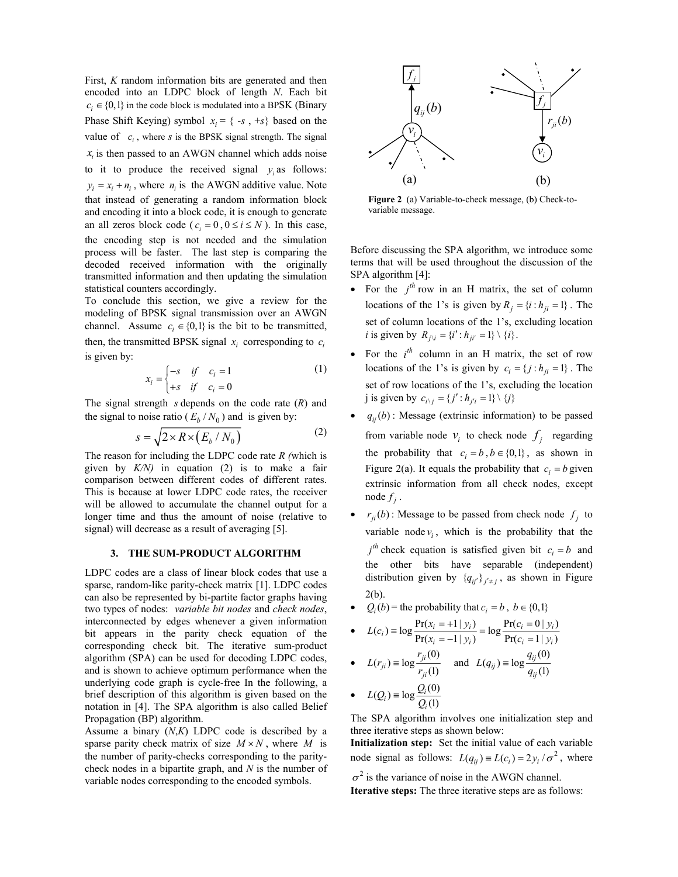First, $K$ random information bits are generated and then encoded into an LDPC block of length $N$. Each bit $c_i \in \{0,1\}$ in the code block is modulated into a BPSK (Binary Phase Shift Keying) symbol $x_i = \{ -s , +s\}$ based on the value of $c_i$, where $s$ is the BPSK signal strength. The signal $x_i$ is then passed to an AWGN channel which adds noise to it to produce the received signal $y_i$ as follows: $y_i = x_i + n_i$, where $n_i$ is the AWGN additive value. Note that instead of generating a random information block and encoding it into a block code, it is enough to generate an all zeros block code ($c_i = 0, 0 \le i \le N$). In this case, the encoding step is not needed and the simulation process will be faster. The last step is comparing the decoded received information with the originally transmitted information and then updating the simulation statistical counters accordingly.

To conclude this section, we give a review for the modeling of BPSK signal transmission over an AWGN channel. Assume $c_i \in \{0,1\}$ is the bit to be transmitted, then, the transmitted BPSK signal $x_i$ corresponding to $c_i$ is given by:

$$x_i = \begin{cases} -s & if \quad c_i = 1 \\ +s & if \quad c_i = 0 \end{cases} \tag{1}$$

The signal strength $s$ depends on the code rate ($R$) and the signal to noise ratio ($E_b / N_0$) and is given by:

$$s = \sqrt{2 \times R \times \left( E_b / N_0 \right)} \tag{2}$$

The reason for including the LDPC code rate $R$ (which is given by $K/N$) in equation (2) is to make a fair comparison between different codes of different rates. This is because at lower LDPC code rates, the receiver will be allowed to accumulate the channel output for a longer time and thus the amount of noise (relative to signal) will decrease as a result of averaging [5].

### 3. THE SUM-PRODUCT ALGORITHM

LDPC codes are a class of linear block codes that use a sparse, random-like parity-check matrix [1]. LDPC codes can also be represented by bi-partite factor graphs having two types of nodes: *variable bit nodes* and *check nodes*, interconnected by edges whenever a given information bit appears in the parity check equation of the corresponding check bit. The iterative sum-product algorithm (SPA) can be used for decoding LDPC codes, and is shown to achieve optimum performance when the underlying code graph is cycle-free In the following, a brief description of this algorithm is given based on the notation in [4]. The SPA algorithm is also called Belief Propagation (BP) algorithm.

Assume a binary ($N$,$K$) LDPC code is described by a sparse parity check matrix of size $M \times N$, where $M$ is the number of parity-checks corresponding to the parity-check nodes in a bipartite graph, and $N$ is the number of variable nodes corresponding to the encoded symbols.

**Figure 2** (a) Variable-to-check message, (b) Check-to-variable message.

Before discussing the SPA algorithm, we introduce some terms that will be used throughout the discussion of the SPA algorithm [4]:

- For the $j^{th}$ row in an H matrix, the set of column locations of the 1's is given by $R_j = \{i : h_{ji} = 1\}$. The set of column locations of the 1's, excluding location $i$ is given by $R_{j \backslash i} = \{i' : h_{ji'} = 1\} \setminus \{i\}$.
- For the $i^{th}$ column in an H matrix, the set of row locations of the 1's is given by $c_i = \{j : h_{ji} = 1\}$. The set of row locations of the 1's, excluding the location j is given by $c_{i \backslash j} = \{j' : h_{j'i} = 1\} \setminus \{j\}$
- $q_{ij}(b)$ : Message (extrinsic information) to be passed from variable node $v_i$ to check node $f_j$ regarding the probability that $c_i = b, b \in \{0,1\}$, as shown in Figure 2(a). It equals the probability that $c_i = b$ given extrinsic information from all check nodes, except node $f_j$.
- $r_{ji}(b)$ : Message to be passed from check node $f_j$ to variable node $v_i$, which is the probability that the $j^{th}$ check equation is satisfied given bit $c_i = b$ and the other bits have separable (independent) distribution given by $\{q_{ij'}\}_{j' \neq j}$, as shown in Figure 2(b).
- $Q_i(b)$ = the probability that $c_i = b$, $b \in \{0,1\}$
- $L(c_i) \equiv \log \dfrac{\Pr(x_i = +1 \mid y_i)}{\Pr(x_i = -1 \mid y_i)} = \log \dfrac{\Pr(c_i = 0 \mid y_i)}{\Pr(c_i = 1 \mid y_i)}$
- $L(r_{ji}) \equiv \log \dfrac{r_{ji}(0)}{r_{ji}(1)}$ and $L(q_{ij}) \equiv \log \dfrac{q_{ij}(0)}{q_{ij}(1)}$
- $L(Q_i) \equiv \log \dfrac{Q_i(0)}{Q_i(1)}$

The SPA algorithm involves one initialization step and three iterative steps as shown below:

**Initialization step:** Set the initial value of each variable node signal as follows: $L(q_{ij}) \equiv L(c_i) = 2 y_i / \sigma^2$, where $\sigma^2$ is the variance of noise in the AWGN channel.

**Iterative steps:** The three iterative steps are as follows: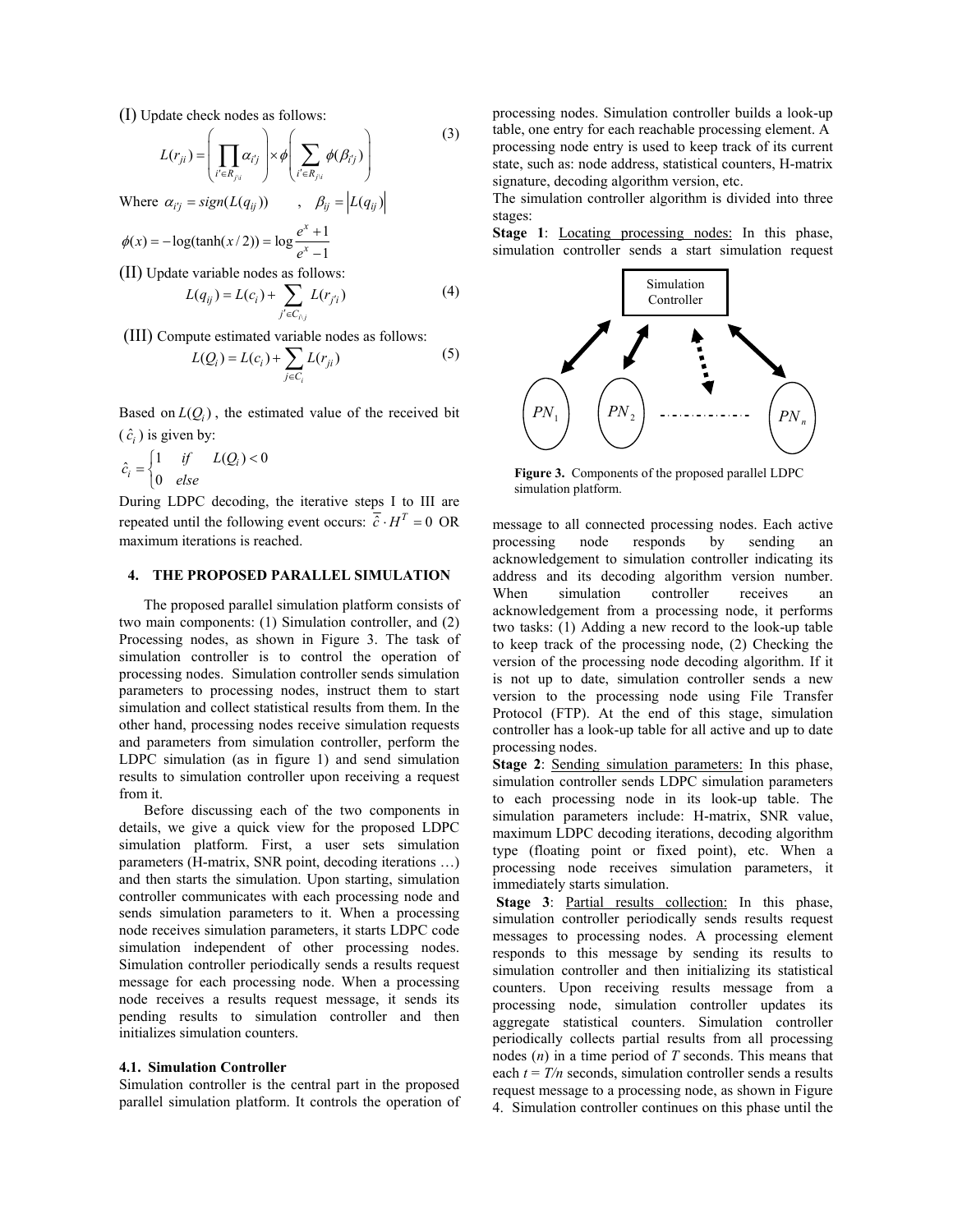(I) Update check nodes as follows:

$$L(r_{ji}) = \left( \prod_{i' \in R_{j \setminus i}} \alpha_{i'j} \right) \times \phi \left( \sum_{i' \in R_{j \setminus i}} \phi(\beta_{i'j}) \right) \quad (3)$$

Where $\alpha_{i'j} = sign(L(q_{ij}))$ , $\beta_{ij} = |L(q_{ij})|$

$$\phi(x) = -\log(\tanh(x/2)) = \log \frac{e^x + 1}{e^x - 1}$$

(II) Update variable nodes as follows:

$$L(q_{ij}) = L(c_i) + \sum_{j' \in C_{i \setminus j}} L(r_{j'i}) \quad (4)$$

(III) Compute estimated variable nodes as follows:

$$L(Q_i) = L(c_i) + \sum_{j \in C_i} L(r_{ji}) \quad (5)$$

Based on $L(Q_i)$, the estimated value of the received bit ($\hat{c}_i$) is given by:

$$\hat{c}_i = \begin{cases} 1 & if \quad L(Q_i) < 0 \\ 0 & else \end{cases}$$

During LDPC decoding, the iterative steps I to III are repeated until the following event occurs: $\overline{\hat{c}} \cdot H^T = 0$ OR maximum iterations is reached.

## 4. THE PROPOSED PARALLEL SIMULATION

The proposed parallel simulation platform consists of two main components: (1) Simulation controller, and (2) Processing nodes, as shown in Figure 3. The task of simulation controller is to control the operation of processing nodes. Simulation controller sends simulation parameters to processing nodes, instruct them to start simulation and collect statistical results from them. In the other hand, processing nodes receive simulation requests and parameters from simulation controller, perform the LDPC simulation (as in figure 1) and send simulation results to simulation controller upon receiving a request from it.

Before discussing each of the two components in details, we give a quick view for the proposed LDPC simulation platform. First, a user sets simulation parameters (H-matrix, SNR point, decoding iterations …) and then starts the simulation. Upon starting, simulation controller communicates with each processing node and sends simulation parameters to it. When a processing node receives simulation parameters, it starts LDPC code simulation independent of other processing nodes. Simulation controller periodically sends a results request message for each processing node. When a processing node receives a results request message, it sends its pending results to simulation controller and then initializes simulation counters.

### 4.1. Simulation Controller

Simulation controller is the central part in the proposed parallel simulation platform. It controls the operation of processing nodes. Simulation controller builds a look-up table, one entry for each reachable processing element. A processing node entry is used to keep track of its current state, such as: node address, statistical counters, H-matrix signature, decoding algorithm version, etc.

The simulation controller algorithm is divided into three stages:

**Stage 1**: Locating processing nodes: In this phase, simulation controller sends a start simulation request message to all connected processing nodes. Each active processing node responds by sending an acknowledgement to simulation controller indicating its address and its decoding algorithm version number. When simulation controller receives an acknowledgement from a processing node, it performs two tasks: (1) Adding a new record to the look-up table to keep track of the processing node, (2) Checking the version of the processing node decoding algorithm. If it is not up to date, simulation controller sends a new version to the processing node using File Transfer Protocol (FTP). At the end of this stage, simulation controller has a look-up table for all active and up to date processing nodes.

Simulation Controller

$PN_1$ $PN_2$ $PN_n$

**Figure 3.** Components of the proposed parallel LDPC simulation platform.

**Stage 2**: Sending simulation parameters: In this phase, simulation controller sends LDPC simulation parameters to each processing node in its look-up table. The simulation parameters include: H-matrix, SNR value, maximum LDPC decoding iterations, decoding algorithm type (floating point or fixed point), etc. When a processing node receives simulation parameters, it immediately starts simulation.

**Stage 3**: Partial results collection: In this phase, simulation controller periodically sends results request messages to processing nodes. A processing element responds to this message by sending its results to simulation controller and then initializing its statistical counters. Upon receiving results message from a processing node, simulation controller updates its aggregate statistical counters. Simulation controller periodically collects partial results from all processing nodes ($n$) in a time period of $T$ seconds. This means that each $t = T/n$ seconds, simulation controller sends a results request message to a processing node, as shown in Figure 4. Simulation controller continues on this phase until the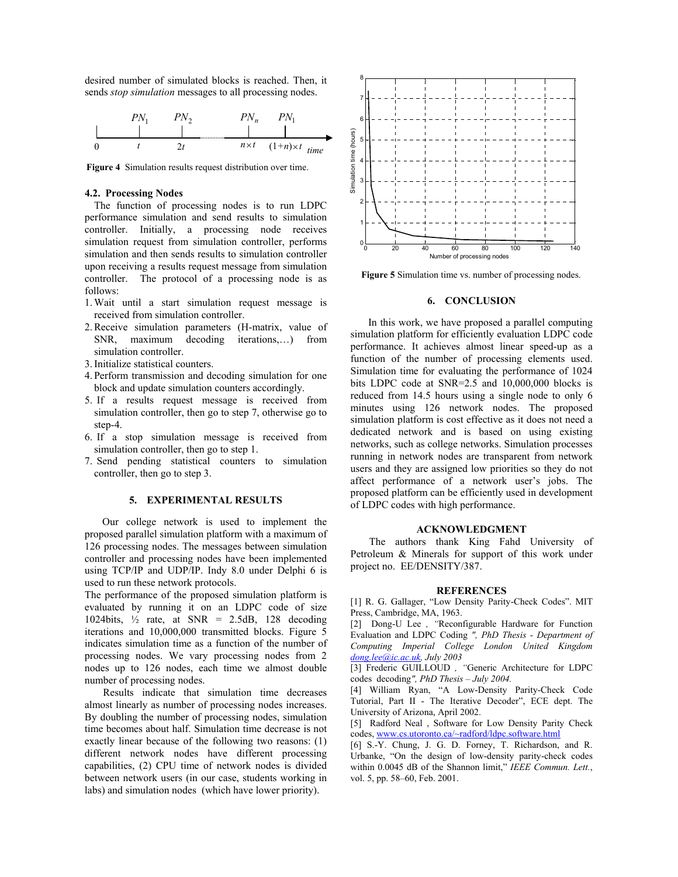desired number of simulated blocks is reached. Then, it sends *stop simulation* messages to all processing nodes.

$PN_1$ $PN_2$ $PN_n$ $PN_1$

0 $t$ $2t$ $n \times t$ $(1+n) \times t$ *time*

**Figure 4** Simulation results request distribution over time.

### 4.2. Processing Nodes

The function of processing nodes is to run LDPC performance simulation and send results to simulation controller. Initially, a processing node receives simulation request from simulation controller, performs simulation and then sends results to simulation controller upon receiving a results request message from simulation controller. The protocol of a processing node is as follows:

1. Wait until a start simulation request message is received from simulation controller.
2. Receive simulation parameters (H-matrix, value of SNR, maximum decoding iterations,…) from simulation controller.
3. Initialize statistical counters.
4. Perform transmission and decoding simulation for one block and update simulation counters accordingly.
5. If a results request message is received from simulation controller, then go to step 7, otherwise go to step-4.
6. If a stop simulation message is received from simulation controller, then go to step 1.
7. Send pending statistical counters to simulation controller, then go to step 3.

## 5. EXPERIMENTAL RESULTS

Our college network is used to implement the proposed parallel simulation platform with a maximum of 126 processing nodes. The messages between simulation controller and processing nodes have been implemented using TCP/IP and UDP/IP. Indy 8.0 under Delphi 6 is used to run these network protocols.

The performance of the proposed simulation platform is evaluated by running it on an LDPC code of size 1024bits, ½ rate, at SNR = 2.5dB, 128 decoding iterations and 10,000,000 transmitted blocks. Figure 5 indicates simulation time as a function of the number of processing nodes. We vary processing nodes from 2 nodes up to 126 nodes, each time we almost double number of processing nodes.

Results indicate that simulation time decreases almost linearly as number of processing nodes increases. By doubling the number of processing nodes, simulation time becomes about half. Simulation time decrease is not exactly linear because of the following two reasons: (1) different network nodes have different processing capabilities, (2) CPU time of network nodes is divided between network users (in our case, students working in labs) and simulation nodes (which have lower priority).

Simulation time (hours)
0 1 2 3 4 5 6 7 8
0 20 40 60 80 100 120 140
Number of processing nodes

**Figure 5** Simulation time vs. number of processing nodes.

## 6. CONCLUSION

In this work, we have proposed a parallel computing simulation platform for efficiently evaluation LDPC code performance. It achieves almost linear speed-up as a function of the number of processing elements used. Simulation time for evaluating the performance of 1024 bits LDPC code at SNR=2.5 and 10,000,000 blocks is reduced from 14.5 hours using a single node to only 6 minutes using 126 network nodes. The proposed simulation platform is cost effective as it does not need a dedicated network and is based on using existing networks, such as college networks. Simulation processes running in network nodes are transparent from network users and they are assigned low priorities so they do not affect performance of a network user's jobs. The proposed platform can be efficiently used in development of LDPC codes with high performance.

## ACKNOWLEDGMENT

The authors thank King Fahd University of Petroleum & Minerals for support of this work under project no. EE/DENSITY/387.

## REFERENCES

[1] R. G. Gallager, "Low Density Parity-Check Codes". MIT Press, Cambridge, MA, 1963.

[2] Dong-U Lee , "Reconfigurable Hardware for Function Evaluation and LDPC Coding ", *PhD Thesis - Department of Computing Imperial College London United Kingdom dong.lee@ic.ac.uk, July 2003*

[3] Frederic GUILLOUD , "Generic Architecture for LDPC codes decoding", *PhD Thesis – July 2004.*

[4] William Ryan, "A Low-Density Parity-Check Code Tutorial, Part II - The Iterative Decoder", ECE dept. The University of Arizona, April 2002.

[5] Radford Neal , Software for Low Density Parity Check codes, www.cs.utoronto.ca/~radford/ldpc.software.html

[6] S.-Y. Chung, J. G. D. Forney, T. Richardson, and R. Urbanke, "On the design of low-density parity-check codes within 0.0045 dB of the Shannon limit," *IEEE Commun. Lett.*, vol. 5, pp. 58–60, Feb. 2001.